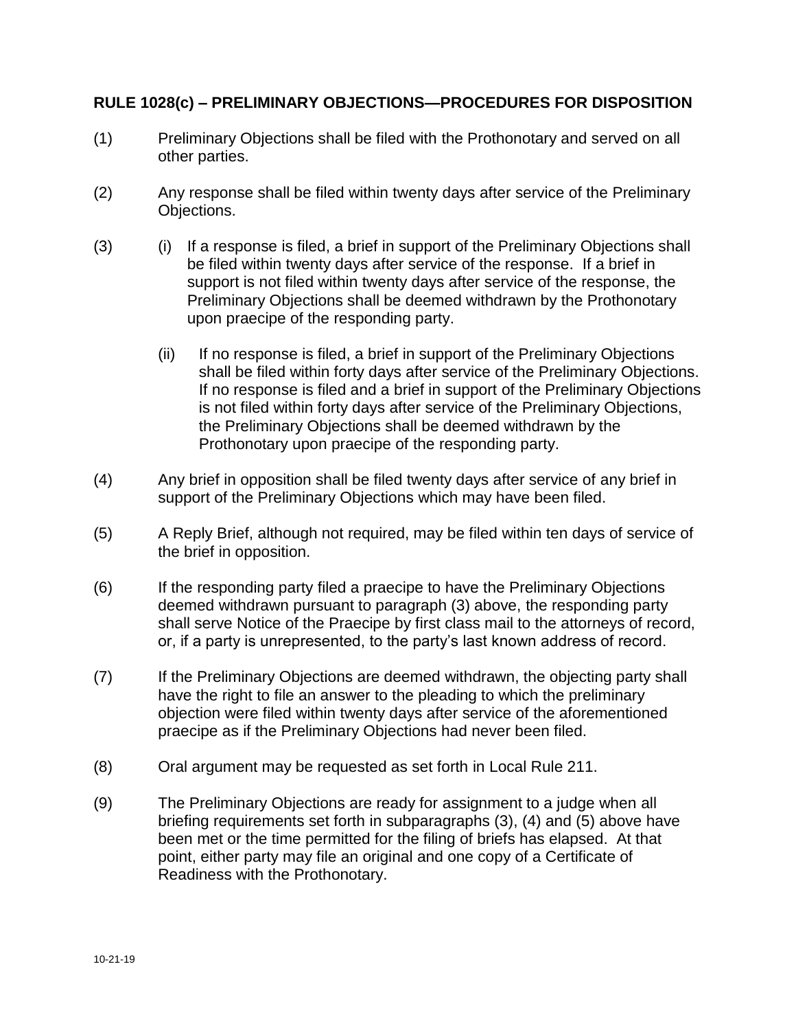**RULE 1028(c) – PRELIMINARY OBJECTIONS—PROCEDURES FOR DISPOSITION**

(1) Preliminary Objections shall be filed with the Prothonotary and served on all other parties.

(2) Any response shall be filed within twenty days after service of the Preliminary Objections.

(3) (i) If a response is filed, a brief in support of the Preliminary Objections shall be filed within twenty days after service of the response. If a brief in support is not filed within twenty days after service of the response, the Preliminary Objections shall be deemed withdrawn by the Prothonotary upon praecipe of the responding party.

(ii) If no response is filed, a brief in support of the Preliminary Objections shall be filed within forty days after service of the Preliminary Objections. If no response is filed and a brief in support of the Preliminary Objections is not filed within forty days after service of the Preliminary Objections, the Preliminary Objections shall be deemed withdrawn by the Prothonotary upon praecipe of the responding party.

(4) Any brief in opposition shall be filed twenty days after service of any brief in support of the Preliminary Objections which may have been filed.

(5) A Reply Brief, although not required, may be filed within ten days of service of the brief in opposition.

(6) If the responding party filed a praecipe to have the Preliminary Objections deemed withdrawn pursuant to paragraph (3) above, the responding party shall serve Notice of the Praecipe by first class mail to the attorneys of record, or, if a party is unrepresented, to the party's last known address of record.

(7) If the Preliminary Objections are deemed withdrawn, the objecting party shall have the right to file an answer to the pleading to which the preliminary objection were filed within twenty days after service of the aforementioned praecipe as if the Preliminary Objections had never been filed.

(8) Oral argument may be requested as set forth in Local Rule 211.

(9) The Preliminary Objections are ready for assignment to a judge when all briefing requirements set forth in subparagraphs (3), (4) and (5) above have been met or the time permitted for the filing of briefs has elapsed. At that point, either party may file an original and one copy of a Certificate of Readiness with the Prothonotary.

10-21-19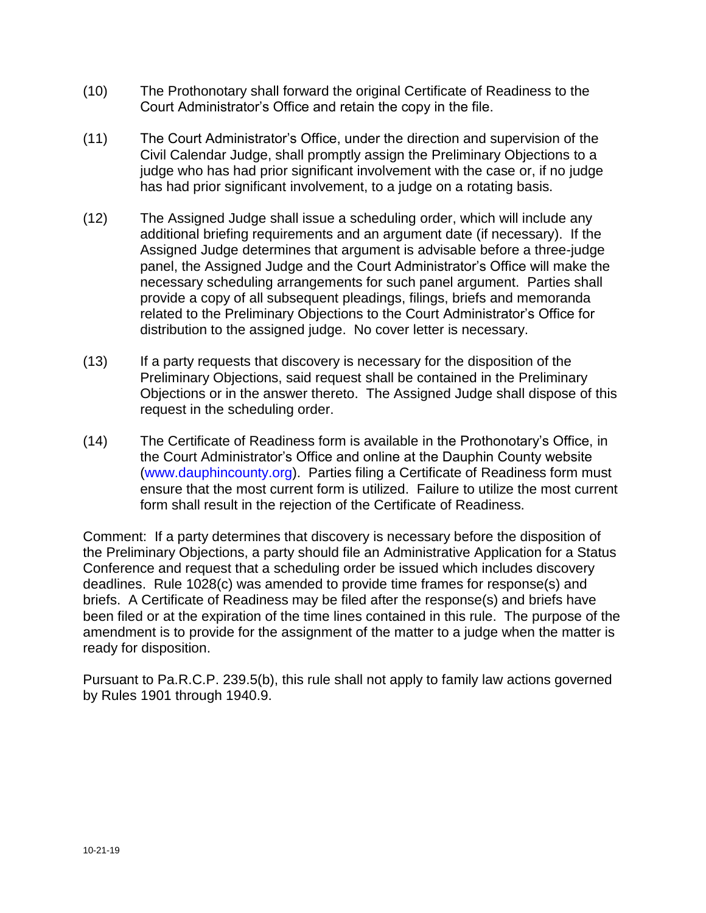(10) The Prothonotary shall forward the original Certificate of Readiness to the Court Administrator's Office and retain the copy in the file.

(11) The Court Administrator's Office, under the direction and supervision of the Civil Calendar Judge, shall promptly assign the Preliminary Objections to a judge who has had prior significant involvement with the case or, if no judge has had prior significant involvement, to a judge on a rotating basis.

(12) The Assigned Judge shall issue a scheduling order, which will include any additional briefing requirements and an argument date (if necessary). If the Assigned Judge determines that argument is advisable before a three-judge panel, the Assigned Judge and the Court Administrator's Office will make the necessary scheduling arrangements for such panel argument. Parties shall provide a copy of all subsequent pleadings, filings, briefs and memoranda related to the Preliminary Objections to the Court Administrator's Office for distribution to the assigned judge. No cover letter is necessary.

(13) If a party requests that discovery is necessary for the disposition of the Preliminary Objections, said request shall be contained in the Preliminary Objections or in the answer thereto. The Assigned Judge shall dispose of this request in the scheduling order.

(14) The Certificate of Readiness form is available in the Prothonotary's Office, in the Court Administrator's Office and online at the Dauphin County website (www.dauphincounty.org). Parties filing a Certificate of Readiness form must ensure that the most current form is utilized. Failure to utilize the most current form shall result in the rejection of the Certificate of Readiness.

Comment: If a party determines that discovery is necessary before the disposition of the Preliminary Objections, a party should file an Administrative Application for a Status Conference and request that a scheduling order be issued which includes discovery deadlines. Rule 1028(c) was amended to provide time frames for response(s) and briefs. A Certificate of Readiness may be filed after the response(s) and briefs have been filed or at the expiration of the time lines contained in this rule. The purpose of the amendment is to provide for the assignment of the matter to a judge when the matter is ready for disposition.

Pursuant to Pa.R.C.P. 239.5(b), this rule shall not apply to family law actions governed by Rules 1901 through 1940.9.

10-21-19